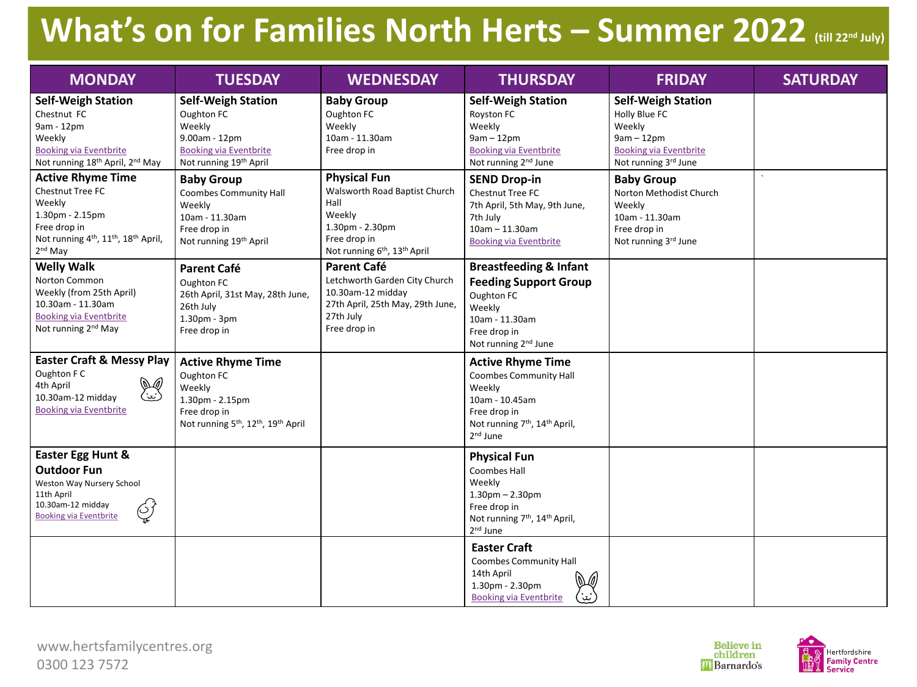# What's on for Families North Herts – Summer 2022 (till 22nd July)

| MONDAY | TUESDAY | WEDNESDAY | THURSDAY | FRIDAY | SATURDAY |
|---|---|---|---|---|---|
| **Self-Weigh Station**<br>Chestnut FC<br>9am - 12pm<br>Weekly<br>Booking via Eventbrite<br>Not running 18th April, 2nd May | **Self-Weigh Station**<br>Oughton FC<br>Weekly<br>9.00am - 12pm<br>Booking via Eventbrite<br>Not running 19th April | **Baby Group**<br>Oughton FC<br>Weekly<br>10am - 11.30am<br>Free drop in | **Self-Weigh Station**<br>Royston FC<br>Weekly<br>9am – 12pm<br>Booking via Eventbrite<br>Not running 2nd June | **Self-Weigh Station**<br>Holly Blue FC<br>Weekly<br>9am – 12pm<br>Booking via Eventbrite<br>Not running 3rd June | |
| **Active Rhyme Time**<br>Chestnut Tree FC<br>Weekly<br>1.30pm - 2.15pm<br>Free drop in<br>Not running 4th, 11th, 18th April, 2nd May | **Baby Group**<br>Coombes Community Hall<br>Weekly<br>10am - 11.30am<br>Free drop in<br>Not running 19th April | **Physical Fun**<br>Walsworth Road Baptist Church Hall<br>Weekly<br>1.30pm - 2.30pm<br>Free drop in<br>Not running 6th, 13th April | **SEND Drop-in**<br>Chestnut Tree FC<br>7th April, 5th May, 9th June, 7th July<br>10am – 11.30am<br>Booking via Eventbrite | **Baby Group**<br>Norton Methodist Church<br>Weekly<br>10am - 11.30am<br>Free drop in<br>Not running 3rd June | ` |
| **Welly Walk**<br>Norton Common<br>Weekly (from 25th April)<br>10.30am - 11.30am<br>Booking via Eventbrite<br>Not running 2nd May | **Parent Café**<br>Oughton FC<br>26th April, 31st May, 28th June, 26th July<br>1.30pm - 3pm<br>Free drop in | **Parent Café**<br>Letchworth Garden City Church<br>10.30am-12 midday<br>27th April, 25th May, 29th June, 27th July<br>Free drop in | **Breastfeeding & Infant Feeding Support Group**<br>Oughton FC<br>Weekly<br>10am - 11.30am<br>Free drop in<br>Not running 2nd June | | |
| **Easter Craft & Messy Play**<br>Oughton F C<br>4th April<br>10.30am-12 midday<br>Booking via Eventbrite | **Active Rhyme Time**<br>Oughton FC<br>Weekly<br>1.30pm - 2.15pm<br>Free drop in<br>Not running 5th, 12th, 19th April | | **Active Rhyme Time**<br>Coombes Community Hall<br>Weekly<br>10am - 10.45am<br>Free drop in<br>Not running 7th, 14th April, 2nd June | | |
| **Easter Egg Hunt & Outdoor Fun**<br>Weston Way Nursery School<br>11th April<br>10.30am-12 midday<br>Booking via Eventbrite | | | **Physical Fun**<br>Coombes Hall<br>Weekly<br>1.30pm – 2.30pm<br>Free drop in<br>Not running 7th, 14th April, 2nd June | | |
| | | | **Easter Craft**<br>Coombes Community Hall<br>14th April<br>1.30pm - 2.30pm<br>Booking via Eventbrite | | |

www.hertsfamilycentres.org
0300 123 7572

Believe in children Barnardo's

Hertfordshire Family Centre Service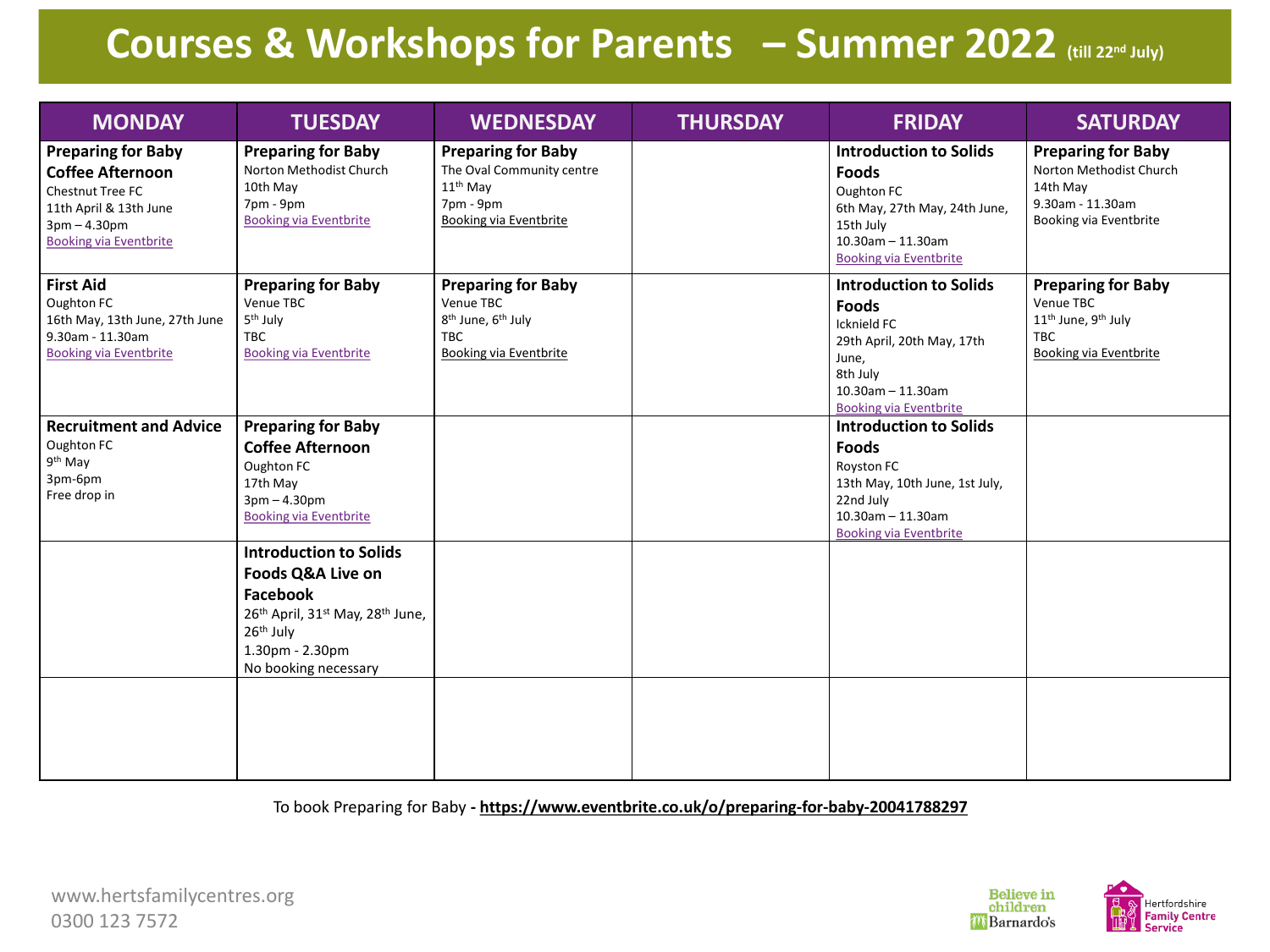# Courses & Workshops for Parents – Summer 2022 (till 22nd July)

| MONDAY | TUESDAY | WEDNESDAY | THURSDAY | FRIDAY | SATURDAY |
| --- | --- | --- | --- | --- | --- |
| **Preparing for Baby Coffee Afternoon**<br>Chestnut Tree FC<br>11th April & 13th June<br>3pm – 4.30pm<br>Booking via Eventbrite | **Preparing for Baby**<br>Norton Methodist Church<br>10th May<br>7pm - 9pm<br>Booking via Eventbrite | **Preparing for Baby**<br>The Oval Community centre<br>11th May<br>7pm - 9pm<br>Booking via Eventbrite | | **Introduction to Solids Foods**<br>Oughton FC<br>6th May, 27th May, 24th June, 15th July<br>10.30am – 11.30am<br>Booking via Eventbrite | **Preparing for Baby**<br>Norton Methodist Church<br>14th May<br>9.30am - 11.30am<br>Booking via Eventbrite |
| **First Aid**<br>Oughton FC<br>16th May, 13th June, 27th June<br>9.30am - 11.30am<br>Booking via Eventbrite | **Preparing for Baby**<br>Venue TBC<br>5th July<br>TBC<br>Booking via Eventbrite | **Preparing for Baby**<br>Venue TBC<br>8th June, 6th July<br>TBC<br>Booking via Eventbrite | | **Introduction to Solids Foods**<br>Icknield FC<br>29th April, 20th May, 17th June,<br>8th July<br>10.30am – 11.30am<br>Booking via Eventbrite | **Preparing for Baby**<br>Venue TBC<br>11th June, 9th July<br>TBC<br>Booking via Eventbrite |
| **Recruitment and Advice**<br>Oughton FC<br>9th May<br>3pm-6pm<br>Free drop in | **Preparing for Baby Coffee Afternoon**<br>Oughton FC<br>17th May<br>3pm – 4.30pm<br>Booking via Eventbrite | | | **Introduction to Solids Foods**<br>Royston FC<br>13th May, 10th June, 1st July, 22nd July<br>10.30am – 11.30am<br>Booking via Eventbrite | |
| | **Introduction to Solids Foods Q&A Live on Facebook**<br>26th April, 31st May, 28th June, 26th July<br>1.30pm - 2.30pm<br>No booking necessary | | | | |
| | | | | | |

To book Preparing for Baby - **https://www.eventbrite.co.uk/o/preparing-for-baby-20041788297**

www.hertsfamilycentres.org
0300 123 7572

Believe in children Barnardo's

Hertfordshire Family Centre Service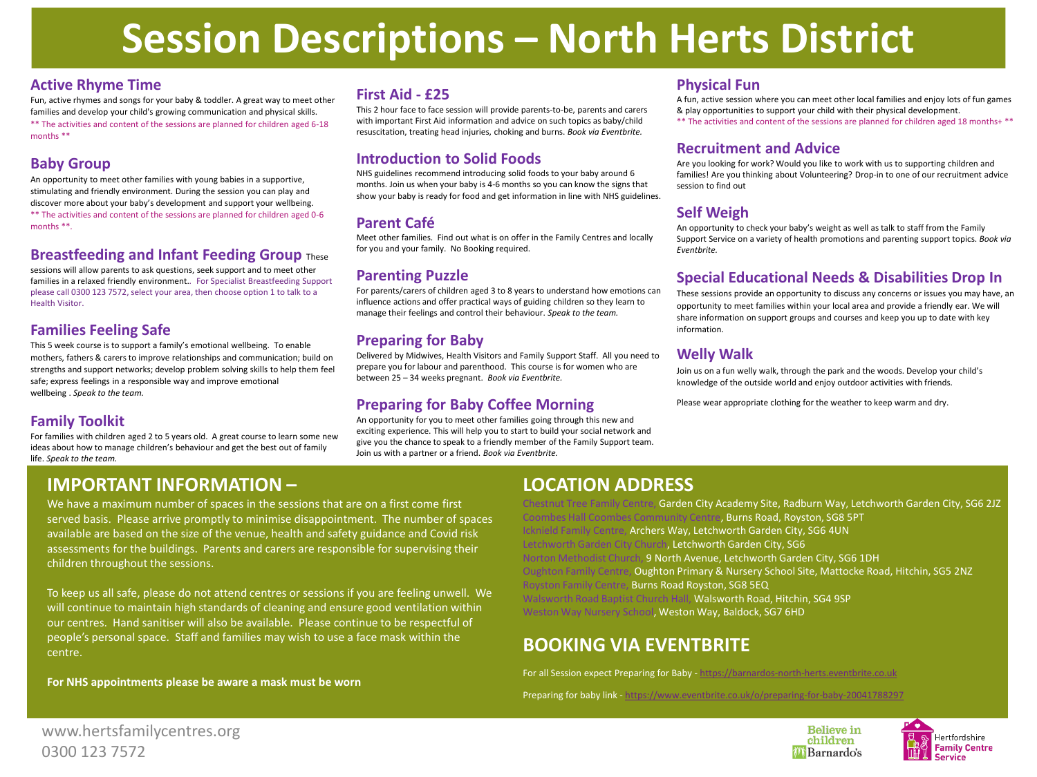# Session Descriptions – North Herts District

## Active Rhyme Time

Fun, active rhymes and songs for your baby & toddler. A great way to meet other families and develop your child's growing communication and physical skills.

** The activities and content of the sessions are planned for children aged 6-18 months **

## Baby Group

An opportunity to meet other families with young babies in a supportive, stimulating and friendly environment. During the session you can play and discover more about your baby's development and support your wellbeing.

** The activities and content of the sessions are planned for children aged 0-6 months **.

## Breastfeeding and Infant Feeding Group

These sessions will allow parents to ask questions, seek support and to meet other families in a relaxed friendly environment.. For Specialist Breastfeeding Support please call 0300 123 7572, select your area, then choose option 1 to talk to a Health Visitor.

## Families Feeling Safe

This 5 week course is to support a family's emotional wellbeing. To enable mothers, fathers & carers to improve relationships and communication; build on strengths and support networks; develop problem solving skills to help them feel safe; express feelings in a responsible way and improve emotional wellbeing . *Speak to the team.*

## Family Toolkit

For families with children aged 2 to 5 years old. A great course to learn some new ideas about how to manage children's behaviour and get the best out of family life. *Speak to the team.*

## First Aid - £25

This 2 hour face to face session will provide parents-to-be, parents and carers with important First Aid information and advice on such topics as baby/child resuscitation, treating head injuries, choking and burns. *Book via Eventbrite.*

## Introduction to Solid Foods

NHS guidelines recommend introducing solid foods to your baby around 6 months. Join us when your baby is 4-6 months so you can know the signs that show your baby is ready for food and get information in line with NHS guidelines.

## Parent Café

Meet other families. Find out what is on offer in the Family Centres and locally for you and your family. No Booking required.

## Parenting Puzzle

For parents/carers of children aged 3 to 8 years to understand how emotions can influence actions and offer practical ways of guiding children so they learn to manage their feelings and control their behaviour. *Speak to the team.*

## Preparing for Baby

Delivered by Midwives, Health Visitors and Family Support Staff. All you need to prepare you for labour and parenthood. This course is for women who are between 25 – 34 weeks pregnant. *Book via Eventbrite.*

## Preparing for Baby Coffee Morning

An opportunity for you to meet other families going through this new and exciting experience. This will help you to start to build your social network and give you the chance to speak to a friendly member of the Family Support team. Join us with a partner or a friend. *Book via Eventbrite.*

## Physical Fun

A fun, active session where you can meet other local families and enjoy lots of fun games & play opportunities to support your child with their physical development.

** The activities and content of the sessions are planned for children aged 18 months+ **

## Recruitment and Advice

Are you looking for work? Would you like to work with us to supporting children and families! Are you thinking about Volunteering? Drop-in to one of our recruitment advice session to find out

## Self Weigh

An opportunity to check your baby's weight as well as talk to staff from the Family Support Service on a variety of health promotions and parenting support topics. *Book via Eventbrite.*

## Special Educational Needs & Disabilities Drop In

These sessions provide an opportunity to discuss any concerns or issues you may have, an opportunity to meet families within your local area and provide a friendly ear. We will share information on support groups and courses and keep you up to date with key information.

## Welly Walk

Join us on a fun welly walk, through the park and the woods. Develop your child's knowledge of the outside world and enjoy outdoor activities with friends.

Please wear appropriate clothing for the weather to keep warm and dry.

## IMPORTANT INFORMATION –

We have a maximum number of spaces in the sessions that are on a first come first served basis. Please arrive promptly to minimise disappointment. The number of spaces available are based on the size of the venue, health and safety guidance and Covid risk assessments for the buildings. Parents and carers are responsible for supervising their children throughout the sessions.

To keep us all safe, please do not attend centres or sessions if you are feeling unwell. We will continue to maintain high standards of cleaning and ensure good ventilation within our centres. Hand sanitiser will also be available. Please continue to be respectful of people's personal space. Staff and families may wish to use a face mask within the centre.

**For NHS appointments please be aware a mask must be worn**

## LOCATION ADDRESS

Chestnut Tree Family Centre, Garden City Academy Site, Radburn Way, Letchworth Garden City, SG6 2JZ
Coombes Hall Coombes Community Centre, Burns Road, Royston, SG8 5PT
Icknield Family Centre, Archers Way, Letchworth Garden City, SG6 4UN
Letchworth Garden City Church, Letchworth Garden City, SG6
Norton Methodist Church, 9 North Avenue, Letchworth Garden City, SG6 1DH
Oughton Family Centre, Oughton Primary & Nursery School Site, Mattocke Road, Hitchin, SG5 2NZ
Royston Family Centre, Burns Road Royston, SG8 5EQ
Walsworth Road Baptist Church Hall, Walsworth Road, Hitchin, SG4 9SP
Weston Way Nursery School, Weston Way, Baldock, SG7 6HD

## BOOKING VIA EVENTBRITE

For all Session expect Preparing for Baby - https://barnardos-north-herts.eventbrite.co.uk

Preparing for baby link - https://www.eventbrite.co.uk/o/preparing-for-baby-20041788297

www.hertsfamilycentres.org
0300 123 7572

Believe in children Barnardo's

Hertfordshire Family Centre Service